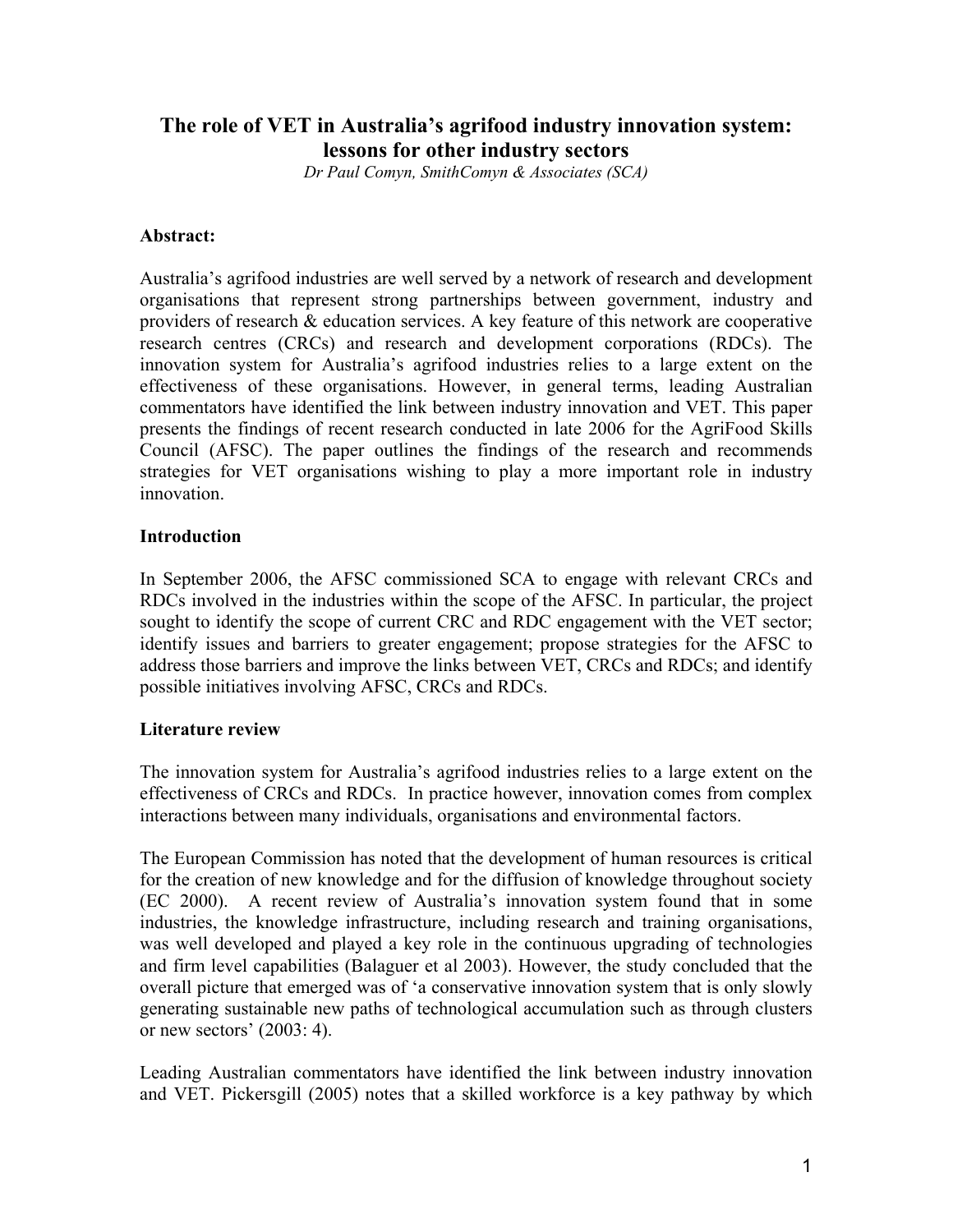# The role of VET in Australia's agrifood industry innovation system: lessons for other industry sectors

*Dr Paul Comyn, SmithComyn & Associates (SCA)*

**Abstract:**

Australia's agrifood industries are well served by a network of research and development organisations that represent strong partnerships between government, industry and providers of research & education services. A key feature of this network are cooperative research centres (CRCs) and research and development corporations (RDCs). The innovation system for Australia's agrifood industries relies to a large extent on the effectiveness of these organisations. However, in general terms, leading Australian commentators have identified the link between industry innovation and VET. This paper presents the findings of recent research conducted in late 2006 for the AgriFood Skills Council (AFSC). The paper outlines the findings of the research and recommends strategies for VET organisations wishing to play a more important role in industry innovation.

**Introduction**

In September 2006, the AFSC commissioned SCA to engage with relevant CRCs and RDCs involved in the industries within the scope of the AFSC. In particular, the project sought to identify the scope of current CRC and RDC engagement with the VET sector; identify issues and barriers to greater engagement; propose strategies for the AFSC to address those barriers and improve the links between VET, CRCs and RDCs; and identify possible initiatives involving AFSC, CRCs and RDCs.

**Literature review**

The innovation system for Australia's agrifood industries relies to a large extent on the effectiveness of CRCs and RDCs. In practice however, innovation comes from complex interactions between many individuals, organisations and environmental factors.

The European Commission has noted that the development of human resources is critical for the creation of new knowledge and for the diffusion of knowledge throughout society (EC 2000). A recent review of Australia's innovation system found that in some industries, the knowledge infrastructure, including research and training organisations, was well developed and played a key role in the continuous upgrading of technologies and firm level capabilities (Balaguer et al 2003). However, the study concluded that the overall picture that emerged was of 'a conservative innovation system that is only slowly generating sustainable new paths of technological accumulation such as through clusters or new sectors' (2003: 4).

Leading Australian commentators have identified the link between industry innovation and VET. Pickersgill (2005) notes that a skilled workforce is a key pathway by which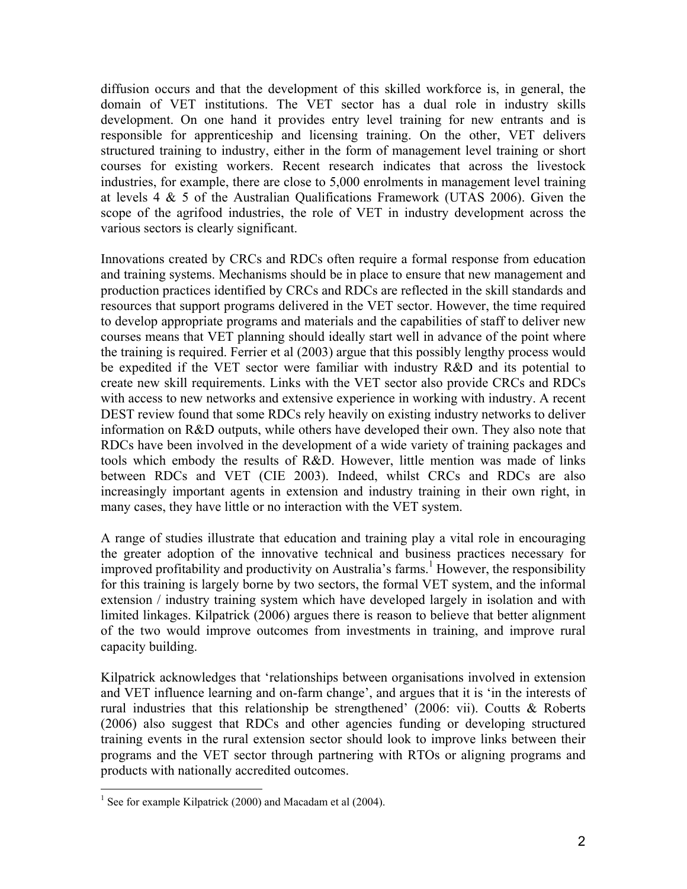diffusion occurs and that the development of this skilled workforce is, in general, the domain of VET institutions. The VET sector has a dual role in industry skills development. On one hand it provides entry level training for new entrants and is responsible for apprenticeship and licensing training. On the other, VET delivers structured training to industry, either in the form of management level training or short courses for existing workers. Recent research indicates that across the livestock industries, for example, there are close to 5,000 enrolments in management level training at levels 4 & 5 of the Australian Qualifications Framework (UTAS 2006). Given the scope of the agrifood industries, the role of VET in industry development across the various sectors is clearly significant.

Innovations created by CRCs and RDCs often require a formal response from education and training systems. Mechanisms should be in place to ensure that new management and production practices identified by CRCs and RDCs are reflected in the skill standards and resources that support programs delivered in the VET sector. However, the time required to develop appropriate programs and materials and the capabilities of staff to deliver new courses means that VET planning should ideally start well in advance of the point where the training is required. Ferrier et al (2003) argue that this possibly lengthy process would be expedited if the VET sector were familiar with industry R&D and its potential to create new skill requirements. Links with the VET sector also provide CRCs and RDCs with access to new networks and extensive experience in working with industry. A recent DEST review found that some RDCs rely heavily on existing industry networks to deliver information on R&D outputs, while others have developed their own. They also note that RDCs have been involved in the development of a wide variety of training packages and tools which embody the results of R&D. However, little mention was made of links between RDCs and VET (CIE 2003). Indeed, whilst CRCs and RDCs are also increasingly important agents in extension and industry training in their own right, in many cases, they have little or no interaction with the VET system.

A range of studies illustrate that education and training play a vital role in encouraging the greater adoption of the innovative technical and business practices necessary for improved profitability and productivity on Australia's farms.[1] However, the responsibility for this training is largely borne by two sectors, the formal VET system, and the informal extension / industry training system which have developed largely in isolation and with limited linkages. Kilpatrick (2006) argues there is reason to believe that better alignment of the two would improve outcomes from investments in training, and improve rural capacity building.

Kilpatrick acknowledges that 'relationships between organisations involved in extension and VET influence learning and on-farm change', and argues that it is 'in the interests of rural industries that this relationship be strengthened' (2006: vii). Coutts & Roberts (2006) also suggest that RDCs and other agencies funding or developing structured training events in the rural extension sector should look to improve links between their programs and the VET sector through partnering with RTOs or aligning programs and products with nationally accredited outcomes.

[1] See for example Kilpatrick (2000) and Macadam et al (2004).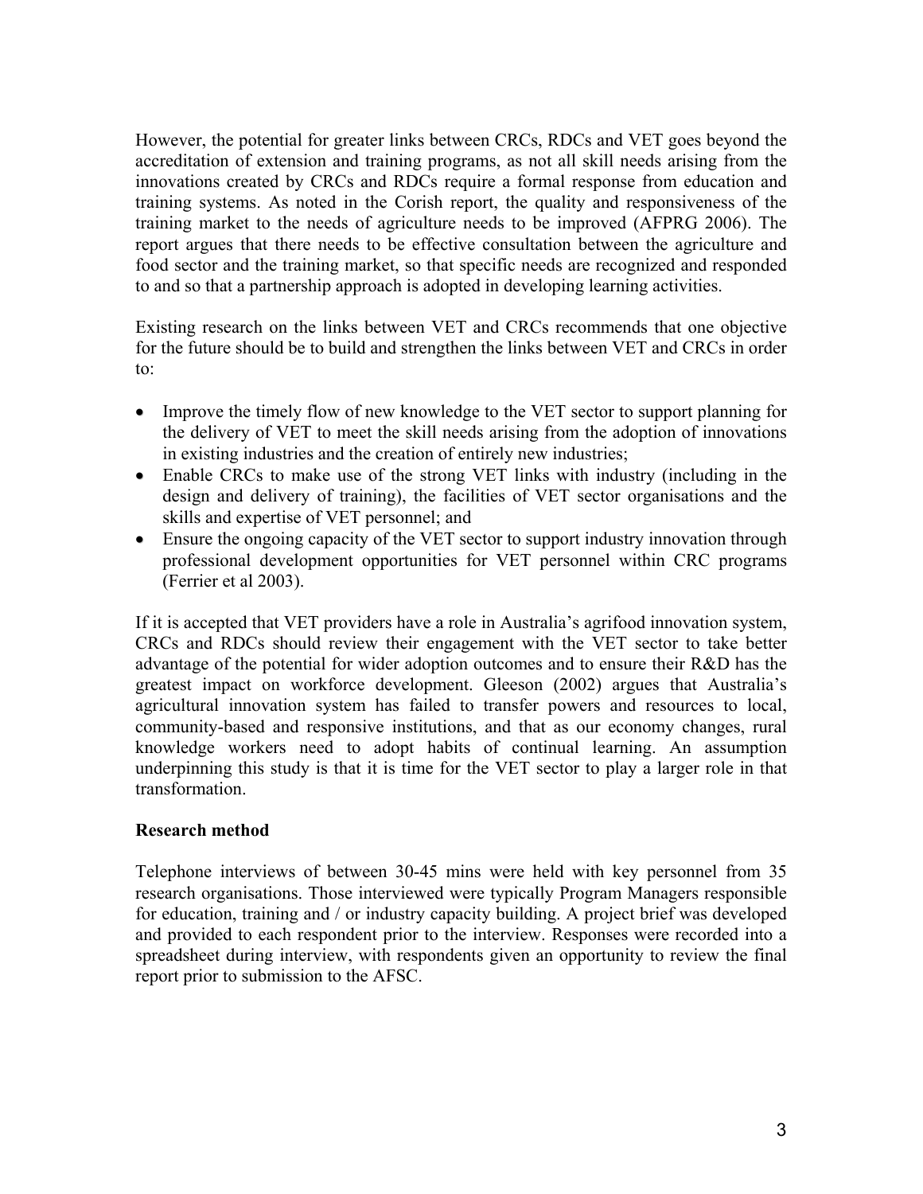However, the potential for greater links between CRCs, RDCs and VET goes beyond the accreditation of extension and training programs, as not all skill needs arising from the innovations created by CRCs and RDCs require a formal response from education and training systems. As noted in the Corish report, the quality and responsiveness of the training market to the needs of agriculture needs to be improved (AFPRG 2006). The report argues that there needs to be effective consultation between the agriculture and food sector and the training market, so that specific needs are recognized and responded to and so that a partnership approach is adopted in developing learning activities.

Existing research on the links between VET and CRCs recommends that one objective for the future should be to build and strengthen the links between VET and CRCs in order to:

- Improve the timely flow of new knowledge to the VET sector to support planning for the delivery of VET to meet the skill needs arising from the adoption of innovations in existing industries and the creation of entirely new industries;
- Enable CRCs to make use of the strong VET links with industry (including in the design and delivery of training), the facilities of VET sector organisations and the skills and expertise of VET personnel; and
- Ensure the ongoing capacity of the VET sector to support industry innovation through professional development opportunities for VET personnel within CRC programs (Ferrier et al 2003).

If it is accepted that VET providers have a role in Australia's agrifood innovation system, CRCs and RDCs should review their engagement with the VET sector to take better advantage of the potential for wider adoption outcomes and to ensure their R&D has the greatest impact on workforce development. Gleeson (2002) argues that Australia's agricultural innovation system has failed to transfer powers and resources to local, community-based and responsive institutions, and that as our economy changes, rural knowledge workers need to adopt habits of continual learning. An assumption underpinning this study is that it is time for the VET sector to play a larger role in that transformation.

**Research method**

Telephone interviews of between 30-45 mins were held with key personnel from 35 research organisations. Those interviewed were typically Program Managers responsible for education, training and / or industry capacity building. A project brief was developed and provided to each respondent prior to the interview. Responses were recorded into a spreadsheet during interview, with respondents given an opportunity to review the final report prior to submission to the AFSC.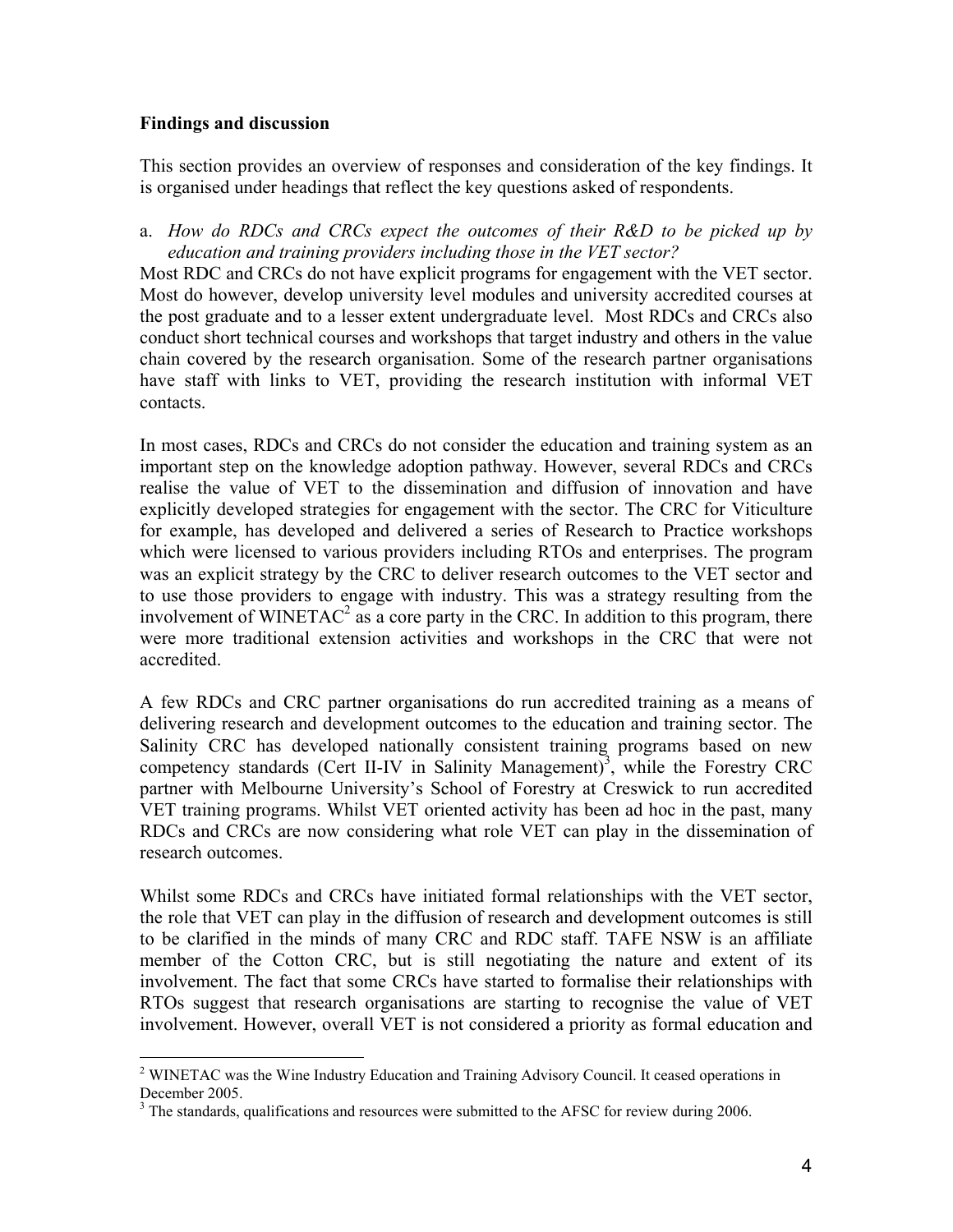**Findings and discussion**

This section provides an overview of responses and consideration of the key findings. It is organised under headings that reflect the key questions asked of respondents.

a. *How do RDCs and CRCs expect the outcomes of their R&D to be picked up by education and training providers including those in the VET sector?*

Most RDC and CRCs do not have explicit programs for engagement with the VET sector. Most do however, develop university level modules and university accredited courses at the post graduate and to a lesser extent undergraduate level. Most RDCs and CRCs also conduct short technical courses and workshops that target industry and others in the value chain covered by the research organisation. Some of the research partner organisations have staff with links to VET, providing the research institution with informal VET contacts.

In most cases, RDCs and CRCs do not consider the education and training system as an important step on the knowledge adoption pathway. However, several RDCs and CRCs realise the value of VET to the dissemination and diffusion of innovation and have explicitly developed strategies for engagement with the sector. The CRC for Viticulture for example, has developed and delivered a series of Research to Practice workshops which were licensed to various providers including RTOs and enterprises. The program was an explicit strategy by the CRC to deliver research outcomes to the VET sector and to use those providers to engage with industry. This was a strategy resulting from the involvement of WINETAC[2] as a core party in the CRC. In addition to this program, there were more traditional extension activities and workshops in the CRC that were not accredited.

A few RDCs and CRC partner organisations do run accredited training as a means of delivering research and development outcomes to the education and training sector. The Salinity CRC has developed nationally consistent training programs based on new competency standards (Cert II-IV in Salinity Management)[3], while the Forestry CRC partner with Melbourne University's School of Forestry at Creswick to run accredited VET training programs. Whilst VET oriented activity has been ad hoc in the past, many RDCs and CRCs are now considering what role VET can play in the dissemination of research outcomes.

Whilst some RDCs and CRCs have initiated formal relationships with the VET sector, the role that VET can play in the diffusion of research and development outcomes is still to be clarified in the minds of many CRC and RDC staff. TAFE NSW is an affiliate member of the Cotton CRC, but is still negotiating the nature and extent of its involvement. The fact that some CRCs have started to formalise their relationships with RTOs suggest that research organisations are starting to recognise the value of VET involvement. However, overall VET is not considered a priority as formal education and

[2] WINETAC was the Wine Industry Education and Training Advisory Council. It ceased operations in December 2005.

[3] The standards, qualifications and resources were submitted to the AFSC for review during 2006.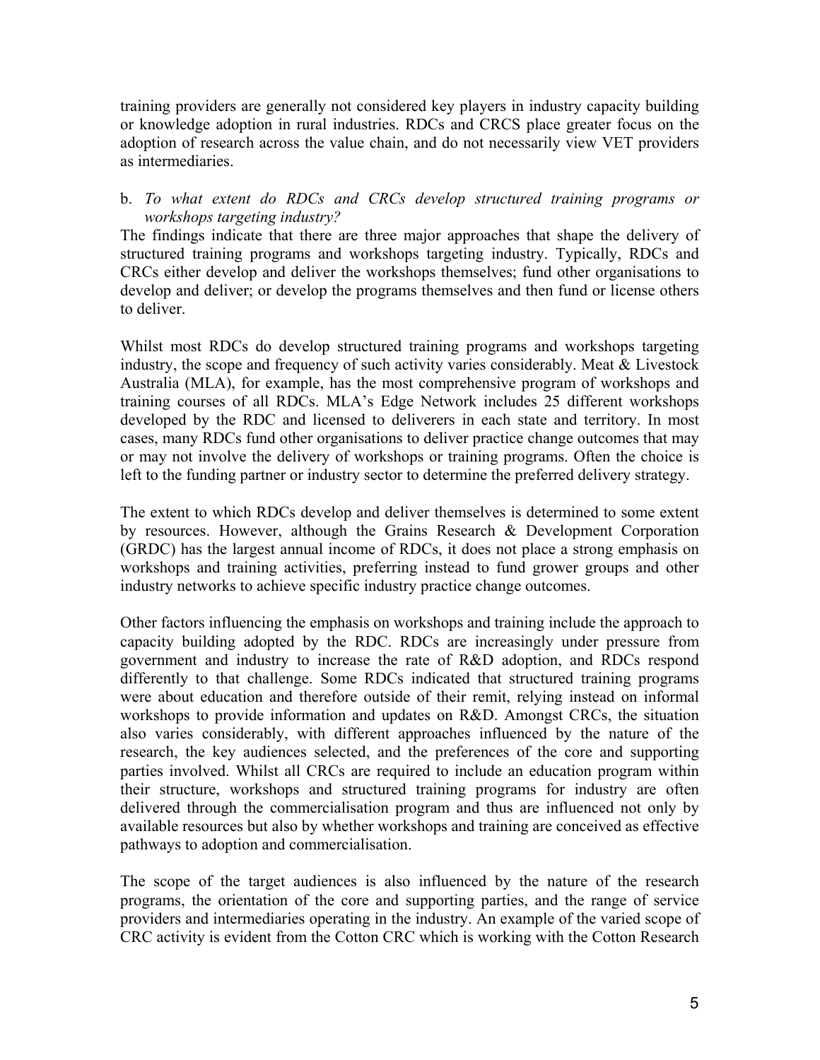training providers are generally not considered key players in industry capacity building or knowledge adoption in rural industries. RDCs and CRCS place greater focus on the adoption of research across the value chain, and do not necessarily view VET providers as intermediaries.

b. *To what extent do RDCs and CRCs develop structured training programs or workshops targeting industry?*

The findings indicate that there are three major approaches that shape the delivery of structured training programs and workshops targeting industry. Typically, RDCs and CRCs either develop and deliver the workshops themselves; fund other organisations to develop and deliver; or develop the programs themselves and then fund or license others to deliver.

Whilst most RDCs do develop structured training programs and workshops targeting industry, the scope and frequency of such activity varies considerably. Meat & Livestock Australia (MLA), for example, has the most comprehensive program of workshops and training courses of all RDCs. MLA's Edge Network includes 25 different workshops developed by the RDC and licensed to deliverers in each state and territory. In most cases, many RDCs fund other organisations to deliver practice change outcomes that may or may not involve the delivery of workshops or training programs. Often the choice is left to the funding partner or industry sector to determine the preferred delivery strategy.

The extent to which RDCs develop and deliver themselves is determined to some extent by resources. However, although the Grains Research & Development Corporation (GRDC) has the largest annual income of RDCs, it does not place a strong emphasis on workshops and training activities, preferring instead to fund grower groups and other industry networks to achieve specific industry practice change outcomes.

Other factors influencing the emphasis on workshops and training include the approach to capacity building adopted by the RDC. RDCs are increasingly under pressure from government and industry to increase the rate of R&D adoption, and RDCs respond differently to that challenge. Some RDCs indicated that structured training programs were about education and therefore outside of their remit, relying instead on informal workshops to provide information and updates on R&D. Amongst CRCs, the situation also varies considerably, with different approaches influenced by the nature of the research, the key audiences selected, and the preferences of the core and supporting parties involved. Whilst all CRCs are required to include an education program within their structure, workshops and structured training programs for industry are often delivered through the commercialisation program and thus are influenced not only by available resources but also by whether workshops and training are conceived as effective pathways to adoption and commercialisation.

The scope of the target audiences is also influenced by the nature of the research programs, the orientation of the core and supporting parties, and the range of service providers and intermediaries operating in the industry. An example of the varied scope of CRC activity is evident from the Cotton CRC which is working with the Cotton Research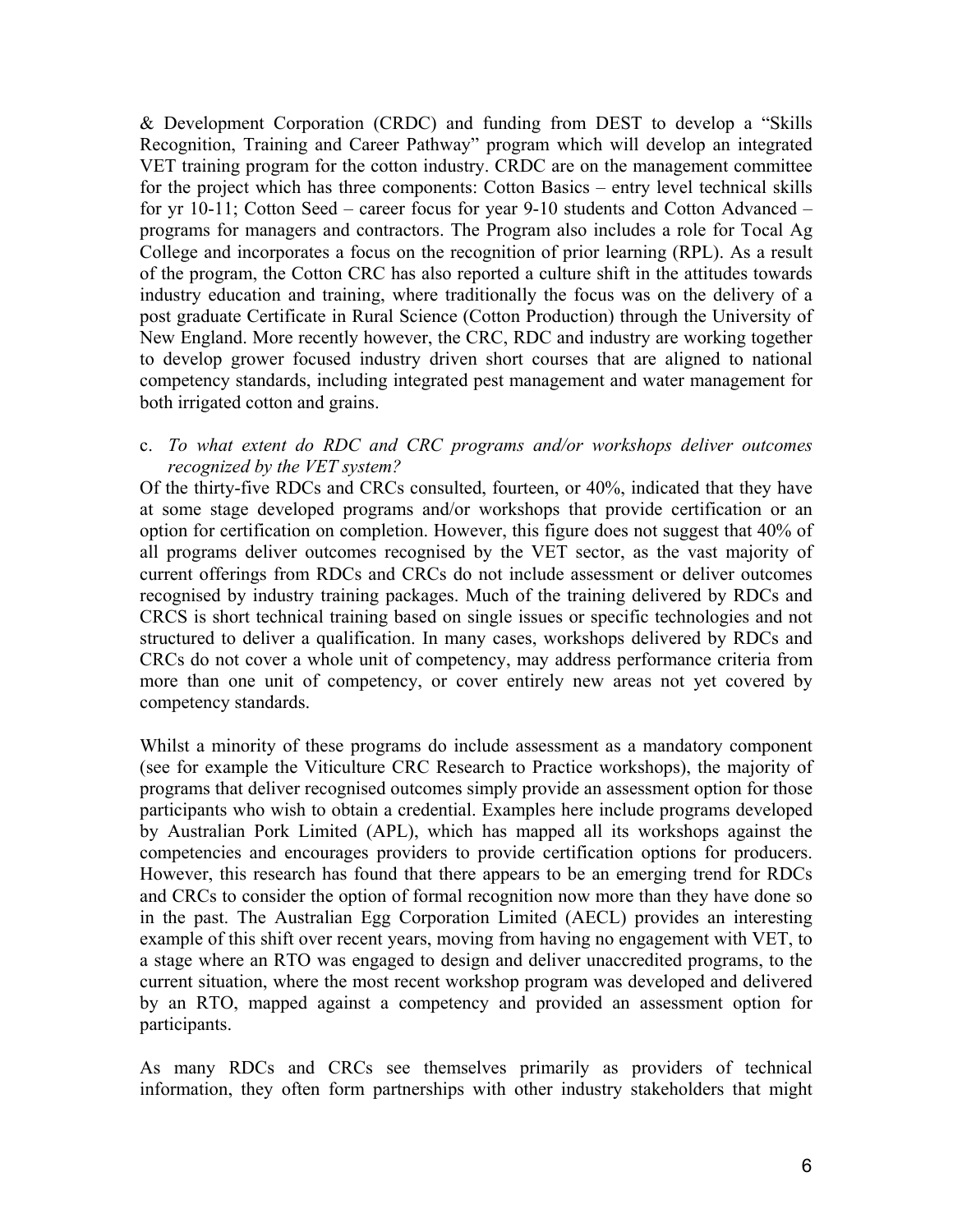& Development Corporation (CRDC) and funding from DEST to develop a "Skills Recognition, Training and Career Pathway" program which will develop an integrated VET training program for the cotton industry. CRDC are on the management committee for the project which has three components: Cotton Basics – entry level technical skills for yr 10-11; Cotton Seed – career focus for year 9-10 students and Cotton Advanced – programs for managers and contractors. The Program also includes a role for Tocal Ag College and incorporates a focus on the recognition of prior learning (RPL). As a result of the program, the Cotton CRC has also reported a culture shift in the attitudes towards industry education and training, where traditionally the focus was on the delivery of a post graduate Certificate in Rural Science (Cotton Production) through the University of New England. More recently however, the CRC, RDC and industry are working together to develop grower focused industry driven short courses that are aligned to national competency standards, including integrated pest management and water management for both irrigated cotton and grains.

c. *To what extent do RDC and CRC programs and/or workshops deliver outcomes recognized by the VET system?*

Of the thirty-five RDCs and CRCs consulted, fourteen, or 40%, indicated that they have at some stage developed programs and/or workshops that provide certification or an option for certification on completion. However, this figure does not suggest that 40% of all programs deliver outcomes recognised by the VET sector, as the vast majority of current offerings from RDCs and CRCs do not include assessment or deliver outcomes recognised by industry training packages. Much of the training delivered by RDCs and CRCS is short technical training based on single issues or specific technologies and not structured to deliver a qualification. In many cases, workshops delivered by RDCs and CRCs do not cover a whole unit of competency, may address performance criteria from more than one unit of competency, or cover entirely new areas not yet covered by competency standards.

Whilst a minority of these programs do include assessment as a mandatory component (see for example the Viticulture CRC Research to Practice workshops), the majority of programs that deliver recognised outcomes simply provide an assessment option for those participants who wish to obtain a credential. Examples here include programs developed by Australian Pork Limited (APL), which has mapped all its workshops against the competencies and encourages providers to provide certification options for producers. However, this research has found that there appears to be an emerging trend for RDCs and CRCs to consider the option of formal recognition now more than they have done so in the past. The Australian Egg Corporation Limited (AECL) provides an interesting example of this shift over recent years, moving from having no engagement with VET, to a stage where an RTO was engaged to design and deliver unaccredited programs, to the current situation, where the most recent workshop program was developed and delivered by an RTO, mapped against a competency and provided an assessment option for participants.

As many RDCs and CRCs see themselves primarily as providers of technical information, they often form partnerships with other industry stakeholders that might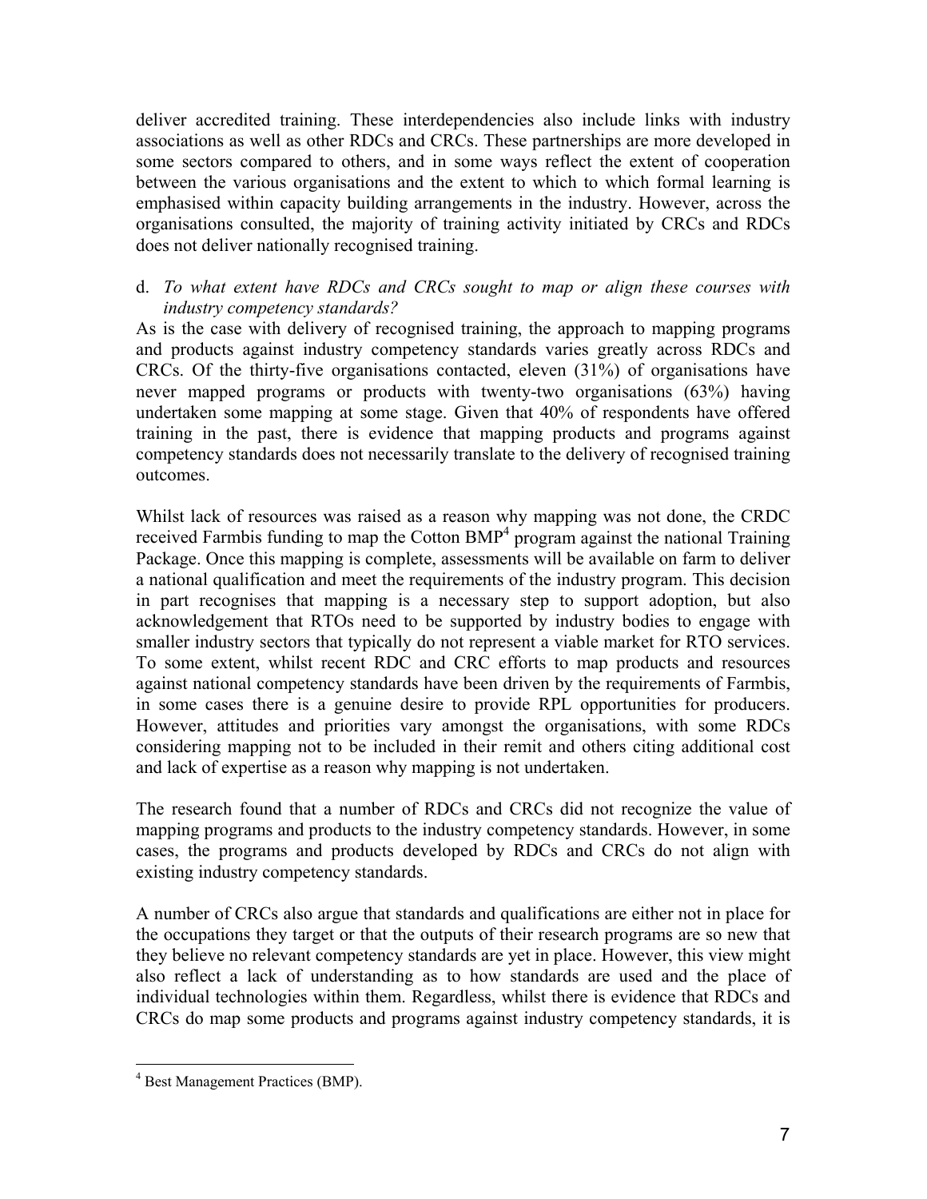deliver accredited training. These interdependencies also include links with industry associations as well as other RDCs and CRCs. These partnerships are more developed in some sectors compared to others, and in some ways reflect the extent of cooperation between the various organisations and the extent to which to which formal learning is emphasised within capacity building arrangements in the industry. However, across the organisations consulted, the majority of training activity initiated by CRCs and RDCs does not deliver nationally recognised training.

d. *To what extent have RDCs and CRCs sought to map or align these courses with industry competency standards?*

As is the case with delivery of recognised training, the approach to mapping programs and products against industry competency standards varies greatly across RDCs and CRCs. Of the thirty-five organisations contacted, eleven (31%) of organisations have never mapped programs or products with twenty-two organisations (63%) having undertaken some mapping at some stage. Given that 40% of respondents have offered training in the past, there is evidence that mapping products and programs against competency standards does not necessarily translate to the delivery of recognised training outcomes.

Whilst lack of resources was raised as a reason why mapping was not done, the CRDC received Farmbis funding to map the Cotton BMP[4] program against the national Training Package. Once this mapping is complete, assessments will be available on farm to deliver a national qualification and meet the requirements of the industry program. This decision in part recognises that mapping is a necessary step to support adoption, but also acknowledgement that RTOs need to be supported by industry bodies to engage with smaller industry sectors that typically do not represent a viable market for RTO services. To some extent, whilst recent RDC and CRC efforts to map products and resources against national competency standards have been driven by the requirements of Farmbis, in some cases there is a genuine desire to provide RPL opportunities for producers. However, attitudes and priorities vary amongst the organisations, with some RDCs considering mapping not to be included in their remit and others citing additional cost and lack of expertise as a reason why mapping is not undertaken.

The research found that a number of RDCs and CRCs did not recognize the value of mapping programs and products to the industry competency standards. However, in some cases, the programs and products developed by RDCs and CRCs do not align with existing industry competency standards.

A number of CRCs also argue that standards and qualifications are either not in place for the occupations they target or that the outputs of their research programs are so new that they believe no relevant competency standards are yet in place. However, this view might also reflect a lack of understanding as to how standards are used and the place of individual technologies within them. Regardless, whilst there is evidence that RDCs and CRCs do map some products and programs against industry competency standards, it is

[4] Best Management Practices (BMP).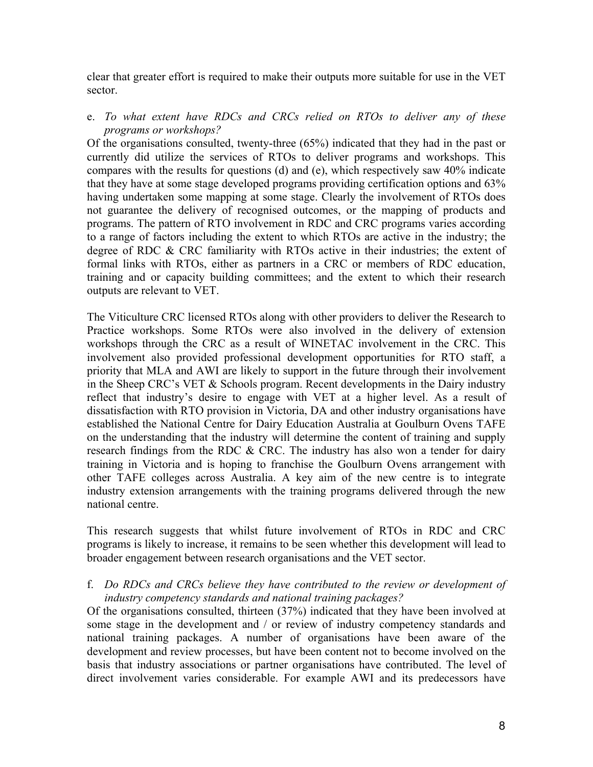clear that greater effort is required to make their outputs more suitable for use in the VET sector.

e. *To what extent have RDCs and CRCs relied on RTOs to deliver any of these programs or workshops?*

Of the organisations consulted, twenty-three (65%) indicated that they had in the past or currently did utilize the services of RTOs to deliver programs and workshops. This compares with the results for questions (d) and (e), which respectively saw 40% indicate that they have at some stage developed programs providing certification options and 63% having undertaken some mapping at some stage. Clearly the involvement of RTOs does not guarantee the delivery of recognised outcomes, or the mapping of products and programs. The pattern of RTO involvement in RDC and CRC programs varies according to a range of factors including the extent to which RTOs are active in the industry; the degree of RDC & CRC familiarity with RTOs active in their industries; the extent of formal links with RTOs, either as partners in a CRC or members of RDC education, training and or capacity building committees; and the extent to which their research outputs are relevant to VET.

The Viticulture CRC licensed RTOs along with other providers to deliver the Research to Practice workshops. Some RTOs were also involved in the delivery of extension workshops through the CRC as a result of WINETAC involvement in the CRC. This involvement also provided professional development opportunities for RTO staff, a priority that MLA and AWI are likely to support in the future through their involvement in the Sheep CRC's VET & Schools program. Recent developments in the Dairy industry reflect that industry's desire to engage with VET at a higher level. As a result of dissatisfaction with RTO provision in Victoria, DA and other industry organisations have established the National Centre for Dairy Education Australia at Goulburn Ovens TAFE on the understanding that the industry will determine the content of training and supply research findings from the RDC & CRC. The industry has also won a tender for dairy training in Victoria and is hoping to franchise the Goulburn Ovens arrangement with other TAFE colleges across Australia. A key aim of the new centre is to integrate industry extension arrangements with the training programs delivered through the new national centre.

This research suggests that whilst future involvement of RTOs in RDC and CRC programs is likely to increase, it remains to be seen whether this development will lead to broader engagement between research organisations and the VET sector.

f. *Do RDCs and CRCs believe they have contributed to the review or development of industry competency standards and national training packages?*

Of the organisations consulted, thirteen (37%) indicated that they have been involved at some stage in the development and / or review of industry competency standards and national training packages. A number of organisations have been aware of the development and review processes, but have been content not to become involved on the basis that industry associations or partner organisations have contributed. The level of direct involvement varies considerable. For example AWI and its predecessors have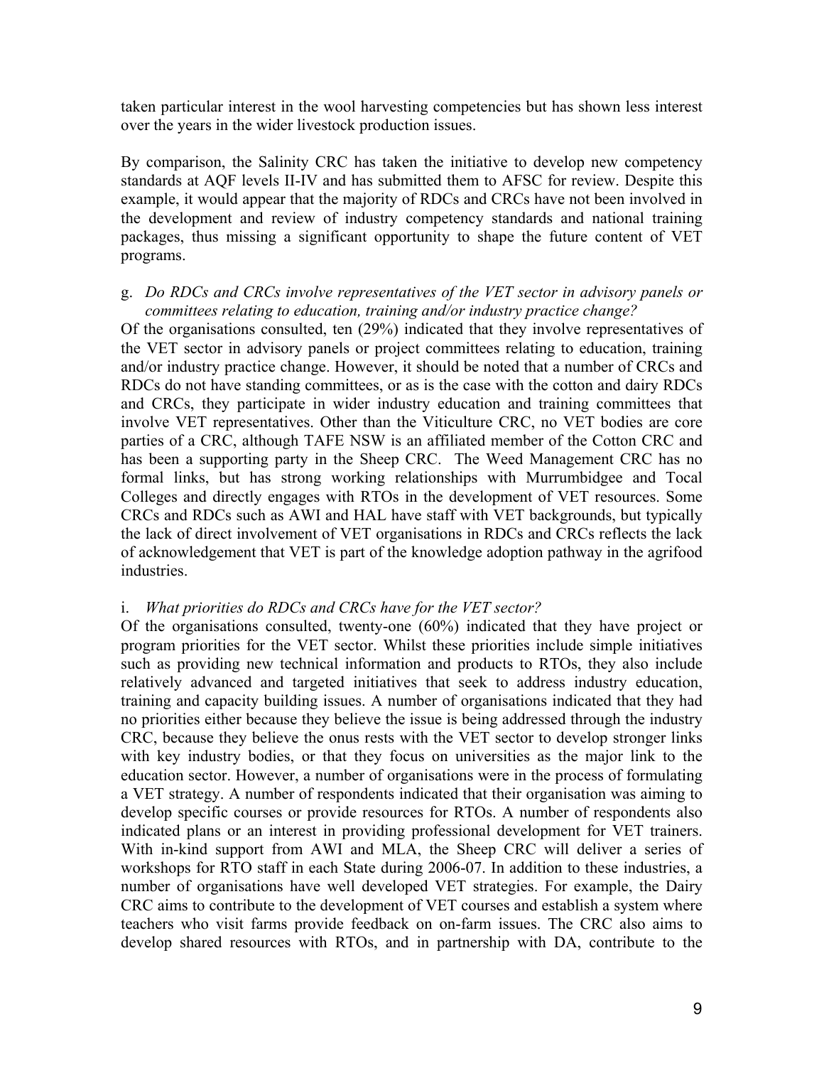taken particular interest in the wool harvesting competencies but has shown less interest over the years in the wider livestock production issues.

By comparison, the Salinity CRC has taken the initiative to develop new competency standards at AQF levels II-IV and has submitted them to AFSC for review. Despite this example, it would appear that the majority of RDCs and CRCs have not been involved in the development and review of industry competency standards and national training packages, thus missing a significant opportunity to shape the future content of VET programs.

g. *Do RDCs and CRCs involve representatives of the VET sector in advisory panels or committees relating to education, training and/or industry practice change?*

Of the organisations consulted, ten (29%) indicated that they involve representatives of the VET sector in advisory panels or project committees relating to education, training and/or industry practice change. However, it should be noted that a number of CRCs and RDCs do not have standing committees, or as is the case with the cotton and dairy RDCs and CRCs, they participate in wider industry education and training committees that involve VET representatives. Other than the Viticulture CRC, no VET bodies are core parties of a CRC, although TAFE NSW is an affiliated member of the Cotton CRC and has been a supporting party in the Sheep CRC. The Weed Management CRC has no formal links, but has strong working relationships with Murrumbidgee and Tocal Colleges and directly engages with RTOs in the development of VET resources. Some CRCs and RDCs such as AWI and HAL have staff with VET backgrounds, but typically the lack of direct involvement of VET organisations in RDCs and CRCs reflects the lack of acknowledgement that VET is part of the knowledge adoption pathway in the agrifood industries.

i. *What priorities do RDCs and CRCs have for the VET sector?*

Of the organisations consulted, twenty-one (60%) indicated that they have project or program priorities for the VET sector. Whilst these priorities include simple initiatives such as providing new technical information and products to RTOs, they also include relatively advanced and targeted initiatives that seek to address industry education, training and capacity building issues. A number of organisations indicated that they had no priorities either because they believe the issue is being addressed through the industry CRC, because they believe the onus rests with the VET sector to develop stronger links with key industry bodies, or that they focus on universities as the major link to the education sector. However, a number of organisations were in the process of formulating a VET strategy. A number of respondents indicated that their organisation was aiming to develop specific courses or provide resources for RTOs. A number of respondents also indicated plans or an interest in providing professional development for VET trainers. With in-kind support from AWI and MLA, the Sheep CRC will deliver a series of workshops for RTO staff in each State during 2006-07. In addition to these industries, a number of organisations have well developed VET strategies. For example, the Dairy CRC aims to contribute to the development of VET courses and establish a system where teachers who visit farms provide feedback on on-farm issues. The CRC also aims to develop shared resources with RTOs, and in partnership with DA, contribute to the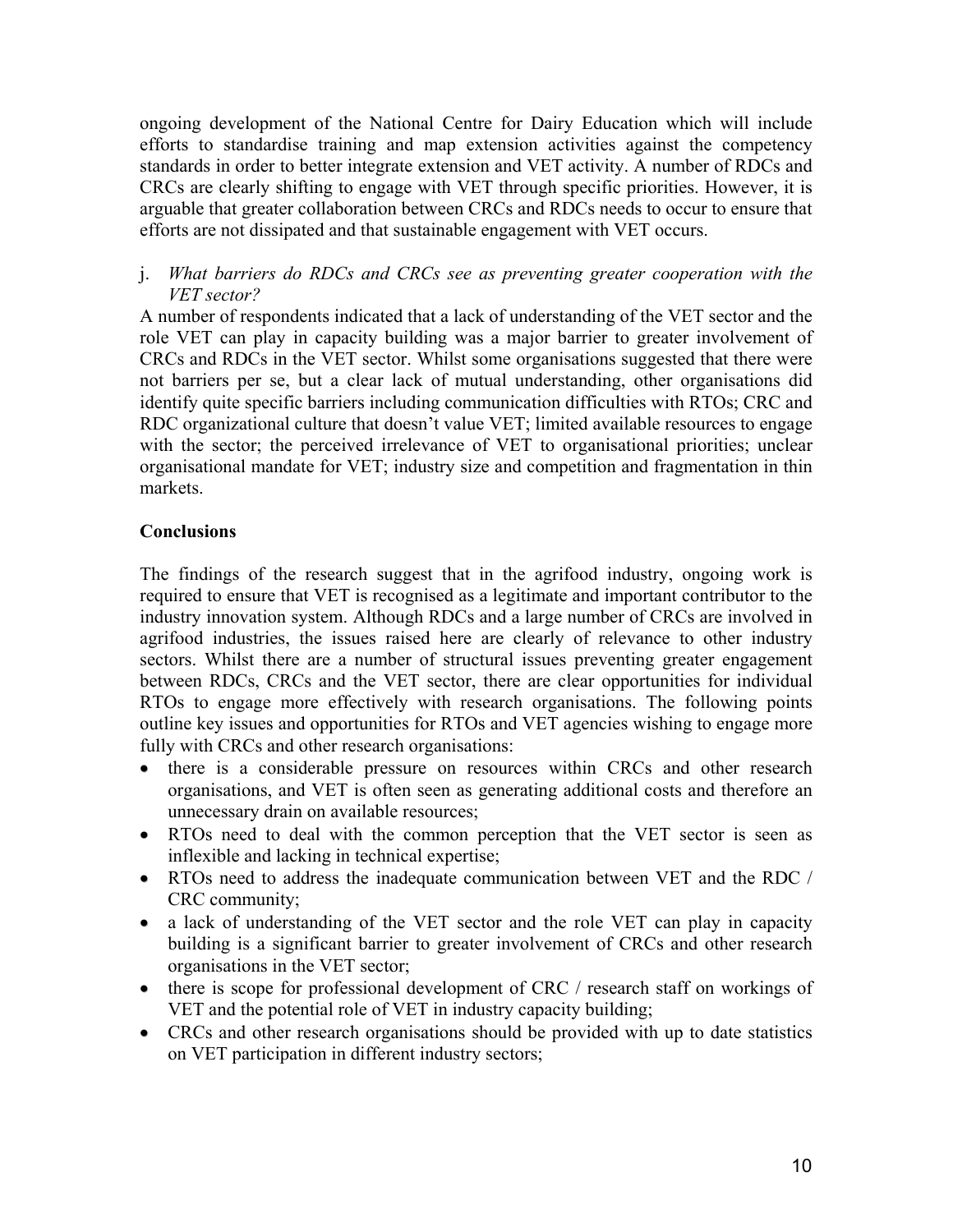ongoing development of the National Centre for Dairy Education which will include efforts to standardise training and map extension activities against the competency standards in order to better integrate extension and VET activity. A number of RDCs and CRCs are clearly shifting to engage with VET through specific priorities. However, it is arguable that greater collaboration between CRCs and RDCs needs to occur to ensure that efforts are not dissipated and that sustainable engagement with VET occurs.

j. *What barriers do RDCs and CRCs see as preventing greater cooperation with the VET sector?*

A number of respondents indicated that a lack of understanding of the VET sector and the role VET can play in capacity building was a major barrier to greater involvement of CRCs and RDCs in the VET sector. Whilst some organisations suggested that there were not barriers per se, but a clear lack of mutual understanding, other organisations did identify quite specific barriers including communication difficulties with RTOs; CRC and RDC organizational culture that doesn't value VET; limited available resources to engage with the sector; the perceived irrelevance of VET to organisational priorities; unclear organisational mandate for VET; industry size and competition and fragmentation in thin markets.

**Conclusions**

The findings of the research suggest that in the agrifood industry, ongoing work is required to ensure that VET is recognised as a legitimate and important contributor to the industry innovation system. Although RDCs and a large number of CRCs are involved in agrifood industries, the issues raised here are clearly of relevance to other industry sectors. Whilst there are a number of structural issues preventing greater engagement between RDCs, CRCs and the VET sector, there are clear opportunities for individual RTOs to engage more effectively with research organisations. The following points outline key issues and opportunities for RTOs and VET agencies wishing to engage more fully with CRCs and other research organisations:

- there is a considerable pressure on resources within CRCs and other research organisations, and VET is often seen as generating additional costs and therefore an unnecessary drain on available resources;
- RTOs need to deal with the common perception that the VET sector is seen as inflexible and lacking in technical expertise;
- RTOs need to address the inadequate communication between VET and the RDC / CRC community;
- a lack of understanding of the VET sector and the role VET can play in capacity building is a significant barrier to greater involvement of CRCs and other research organisations in the VET sector;
- there is scope for professional development of CRC / research staff on workings of VET and the potential role of VET in industry capacity building;
- CRCs and other research organisations should be provided with up to date statistics on VET participation in different industry sectors;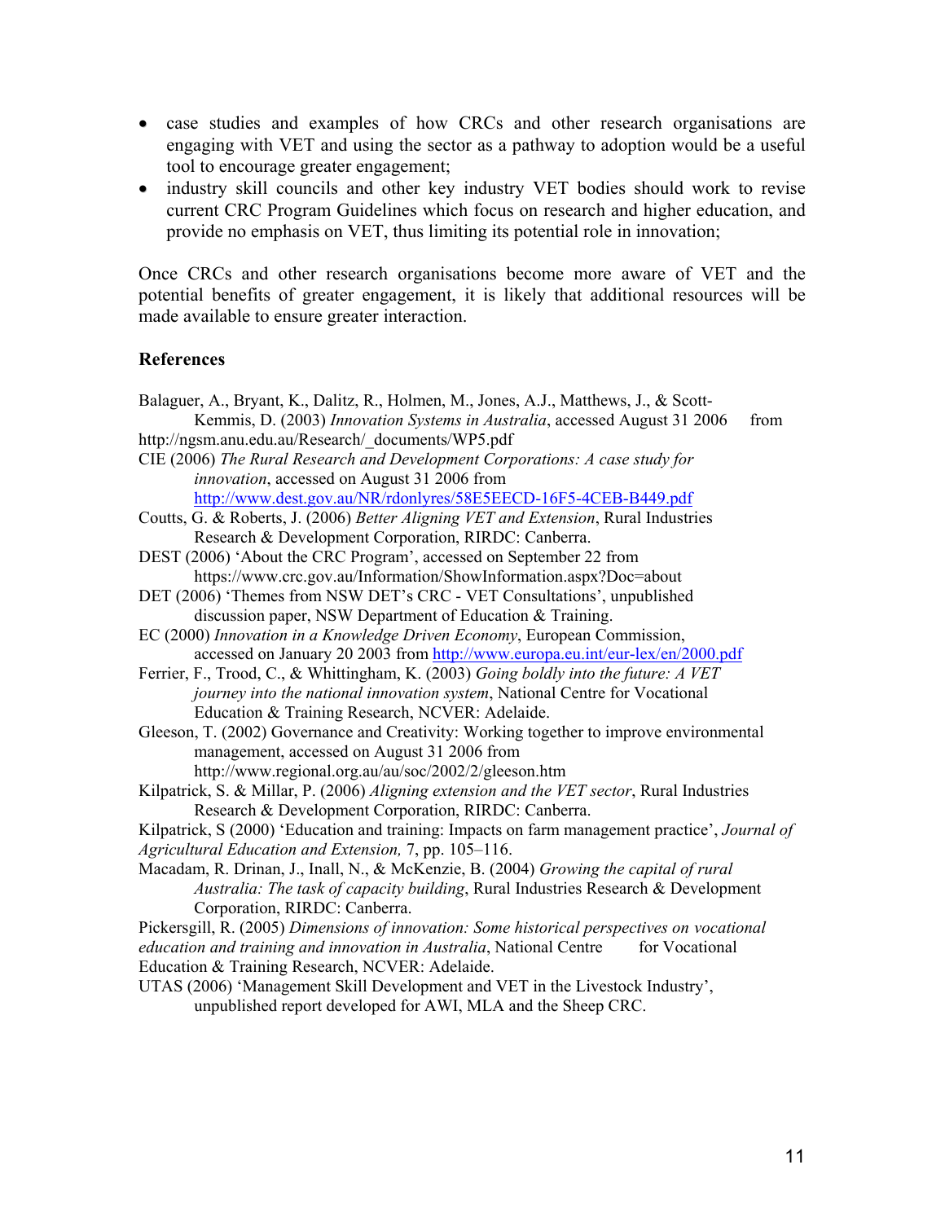- case studies and examples of how CRCs and other research organisations are engaging with VET and using the sector as a pathway to adoption would be a useful tool to encourage greater engagement;
- industry skill councils and other key industry VET bodies should work to revise current CRC Program Guidelines which focus on research and higher education, and provide no emphasis on VET, thus limiting its potential role in innovation;

Once CRCs and other research organisations become more aware of VET and the potential benefits of greater engagement, it is likely that additional resources will be made available to ensure greater interaction.

**References**

Balaguer, A., Bryant, K., Dalitz, R., Holmen, M., Jones, A.J., Matthews, J., & Scott-Kemmis, D. (2003) *Innovation Systems in Australia*, accessed August 31 2006 from http://ngsm.anu.edu.au/Research/_documents/WP5.pdf

CIE (2006) *The Rural Research and Development Corporations: A case study for innovation*, accessed on August 31 2006 from http://www.dest.gov.au/NR/rdonlyres/58E5EECD-16F5-4CEB-B449.pdf

Coutts, G. & Roberts, J. (2006) *Better Aligning VET and Extension*, Rural Industries Research & Development Corporation, RIRDC: Canberra.

DEST (2006) 'About the CRC Program', accessed on September 22 from https://www.crc.gov.au/Information/ShowInformation.aspx?Doc=about

DET (2006) 'Themes from NSW DET's CRC - VET Consultations', unpublished discussion paper, NSW Department of Education & Training.

EC (2000) *Innovation in a Knowledge Driven Economy*, European Commission, accessed on January 20 2003 from http://www.europa.eu.int/eur-lex/en/2000.pdf

Ferrier, F., Trood, C., & Whittingham, K. (2003) *Going boldly into the future: A VET journey into the national innovation system*, National Centre for Vocational Education & Training Research, NCVER: Adelaide.

Gleeson, T. (2002) Governance and Creativity: Working together to improve environmental management, accessed on August 31 2006 from http://www.regional.org.au/au/soc/2002/2/gleeson.htm

Kilpatrick, S. & Millar, P. (2006) *Aligning extension and the VET sector*, Rural Industries Research & Development Corporation, RIRDC: Canberra.

Kilpatrick, S (2000) 'Education and training: Impacts on farm management practice', *Journal of Agricultural Education and Extension,* 7, pp. 105–116.

Macadam, R. Drinan, J., Inall, N., & McKenzie, B. (2004) *Growing the capital of rural Australia: The task of capacity building*, Rural Industries Research & Development Corporation, RIRDC: Canberra.

Pickersgill, R. (2005) *Dimensions of innovation: Some historical perspectives on vocational education and training and innovation in Australia*, National Centre for Vocational Education & Training Research, NCVER: Adelaide.

UTAS (2006) 'Management Skill Development and VET in the Livestock Industry', unpublished report developed for AWI, MLA and the Sheep CRC.